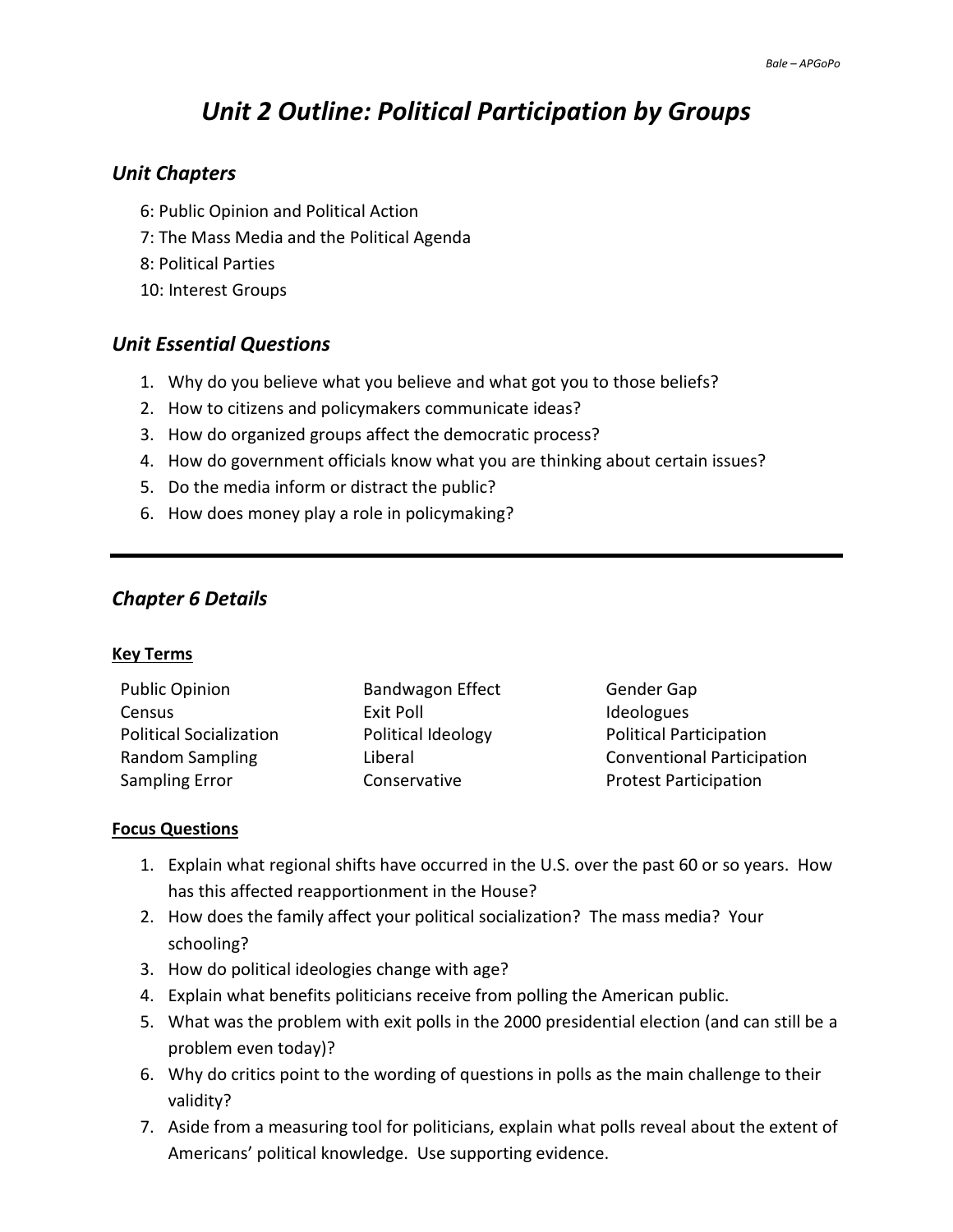# *Unit 2 Outline: Political Participation by Groups*

## *Unit Chapters*

6: Public Opinion and Political Action
7: The Mass Media and the Political Agenda
8: Political Parties
10: Interest Groups

## *Unit Essential Questions*

1. Why do you believe what you believe and what got you to those beliefs?
2. How to citizens and policymakers communicate ideas?
3. How do organized groups affect the democratic process?
4. How do government officials know what you are thinking about certain issues?
5. Do the media inform or distract the public?
6. How does money play a role in policymaking?

---

## *Chapter 6 Details*

### Key Terms

| | | |
|---|---|---|
| Public Opinion | Bandwagon Effect | Gender Gap |
| Census | Exit Poll | Ideologues |
| Political Socialization | Political Ideology | Political Participation |
| Random Sampling | Liberal | Conventional Participation |
| Sampling Error | Conservative | Protest Participation |

### Focus Questions

1. Explain what regional shifts have occurred in the U.S. over the past 60 or so years. How has this affected reapportionment in the House?
2. How does the family affect your political socialization? The mass media? Your schooling?
3. How do political ideologies change with age?
4. Explain what benefits politicians receive from polling the American public.
5. What was the problem with exit polls in the 2000 presidential election (and can still be a problem even today)?
6. Why do critics point to the wording of questions in polls as the main challenge to their validity?
7. Aside from a measuring tool for politicians, explain what polls reveal about the extent of Americans' political knowledge. Use supporting evidence.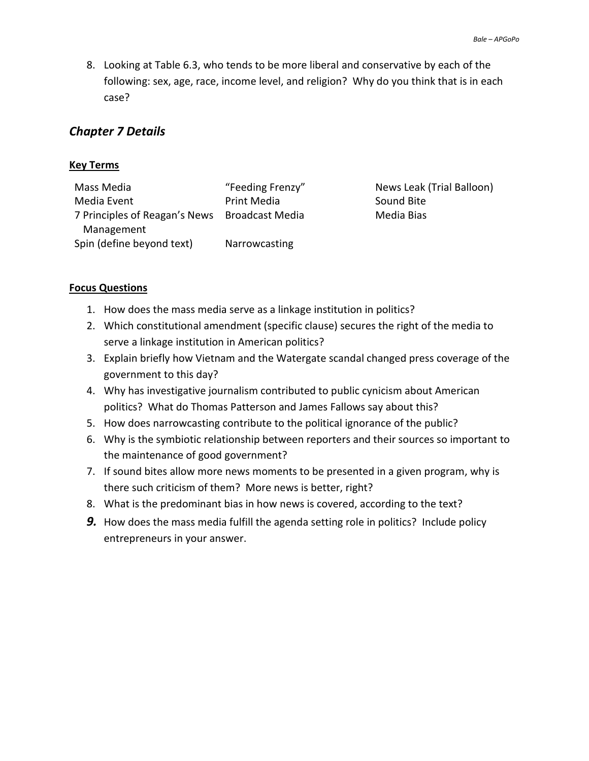8. Looking at Table 6.3, who tends to be more liberal and conservative by each of the following: sex, age, race, income level, and religion? Why do you think that is in each case?

## *Chapter 7 Details*

### Key Terms

| | | |
|---|---|---|
| Mass Media | "Feeding Frenzy" | News Leak (Trial Balloon) |
| Media Event | Print Media | Sound Bite |
| 7 Principles of Reagan's News Management | Broadcast Media | Media Bias |
| Spin (define beyond text) | Narrowcasting | |

### Focus Questions

1. How does the mass media serve as a linkage institution in politics?
2. Which constitutional amendment (specific clause) secures the right of the media to serve a linkage institution in American politics?
3. Explain briefly how Vietnam and the Watergate scandal changed press coverage of the government to this day?
4. Why has investigative journalism contributed to public cynicism about American politics? What do Thomas Patterson and James Fallows say about this?
5. How does narrowcasting contribute to the political ignorance of the public?
6. Why is the symbiotic relationship between reporters and their sources so important to the maintenance of good government?
7. If sound bites allow more news moments to be presented in a given program, why is there such criticism of them? More news is better, right?
8. What is the predominant bias in how news is covered, according to the text?
9. How does the mass media fulfill the agenda setting role in politics? Include policy entrepreneurs in your answer.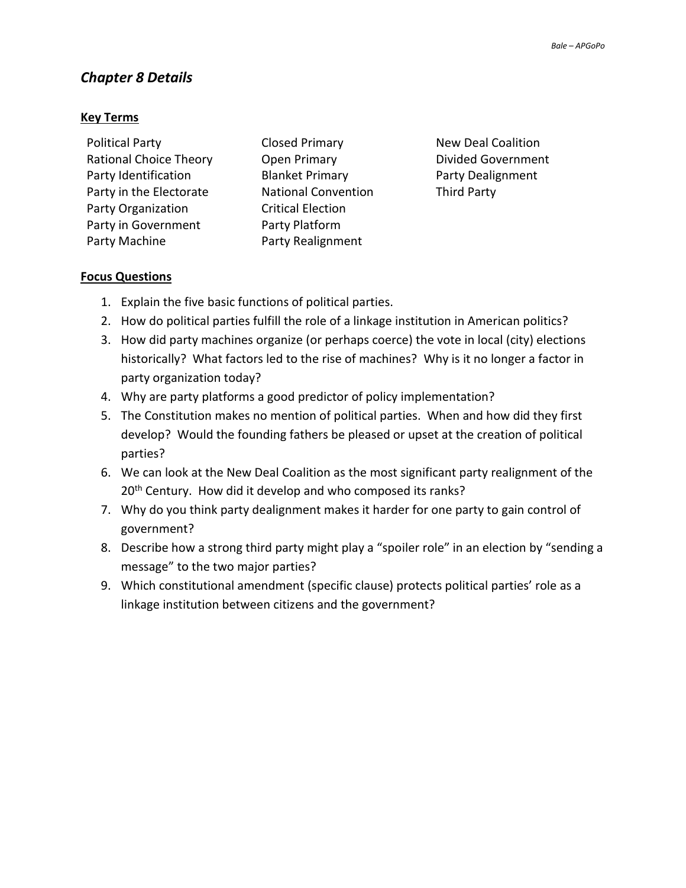## *Chapter 8 Details*

### Key Terms

- Political Party
- Rational Choice Theory
- Party Identification
- Party in the Electorate
- Party Organization
- Party in Government
- Party Machine
- Closed Primary
- Open Primary
- Blanket Primary
- National Convention
- Critical Election
- Party Platform
- Party Realignment
- New Deal Coalition
- Divided Government
- Party Dealignment
- Third Party

### Focus Questions

1. Explain the five basic functions of political parties.
2. How do political parties fulfill the role of a linkage institution in American politics?
3. How did party machines organize (or perhaps coerce) the vote in local (city) elections historically? What factors led to the rise of machines? Why is it no longer a factor in party organization today?
4. Why are party platforms a good predictor of policy implementation?
5. The Constitution makes no mention of political parties. When and how did they first develop? Would the founding fathers be pleased or upset at the creation of political parties?
6. We can look at the New Deal Coalition as the most significant party realignment of the 20th Century. How did it develop and who composed its ranks?
7. Why do you think party dealignment makes it harder for one party to gain control of government?
8. Describe how a strong third party might play a "spoiler role" in an election by "sending a message" to the two major parties?
9. Which constitutional amendment (specific clause) protects political parties' role as a linkage institution between citizens and the government?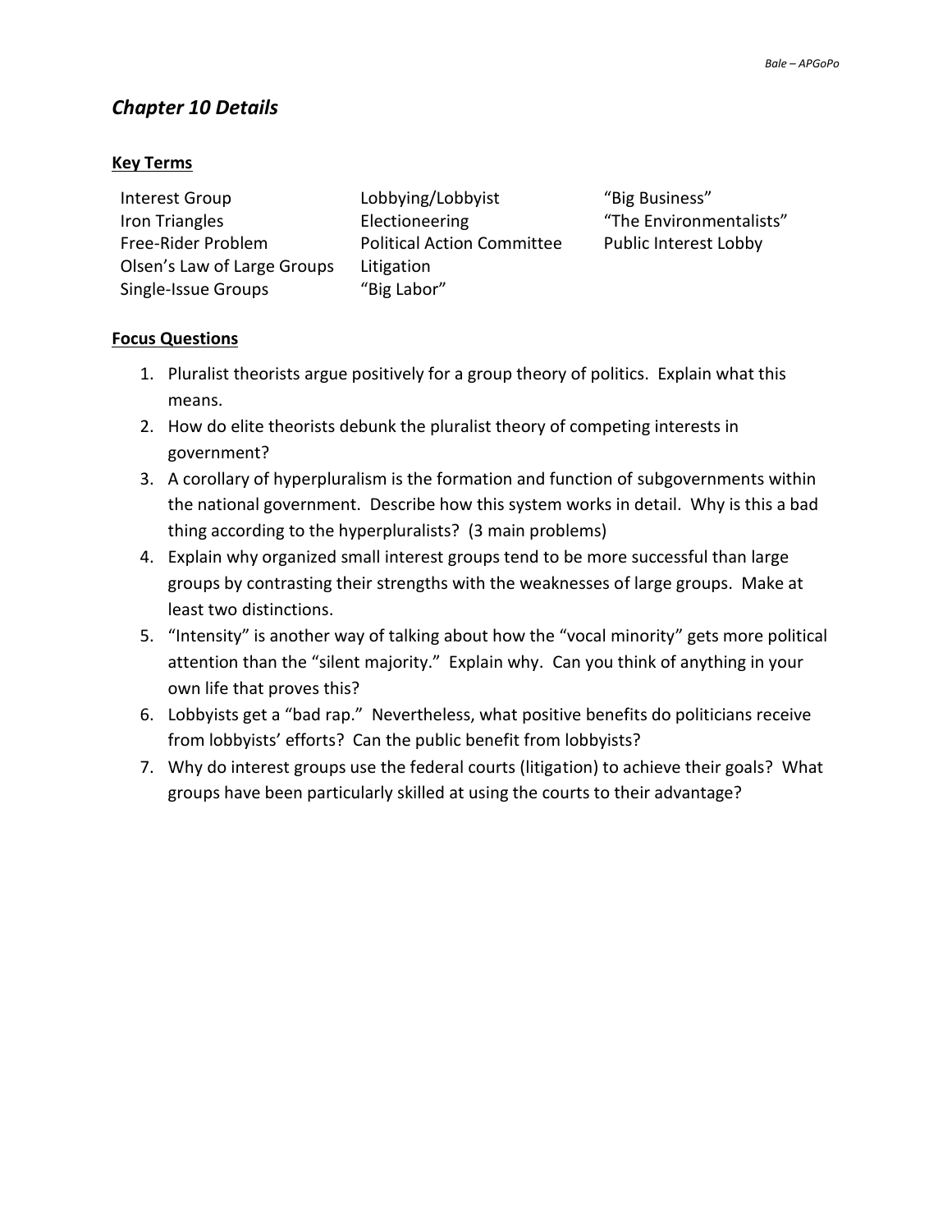## *Chapter 10 Details*

**Key Terms**

| | | |
|---|---|---|
| Interest Group | Lobbying/Lobbyist | "Big Business" |
| Iron Triangles | Electioneering | "The Environmentalists" |
| Free-Rider Problem | Political Action Committee | Public Interest Lobby |
| Olsen's Law of Large Groups | Litigation | |
| Single-Issue Groups | "Big Labor" | |

**Focus Questions**

1. Pluralist theorists argue positively for a group theory of politics. Explain what this means.
2. How do elite theorists debunk the pluralist theory of competing interests in government?
3. A corollary of hyperpluralism is the formation and function of subgovernments within the national government. Describe how this system works in detail. Why is this a bad thing according to the hyperpluralists? (3 main problems)
4. Explain why organized small interest groups tend to be more successful than large groups by contrasting their strengths with the weaknesses of large groups. Make at least two distinctions.
5. "Intensity" is another way of talking about how the "vocal minority" gets more political attention than the "silent majority." Explain why. Can you think of anything in your own life that proves this?
6. Lobbyists get a "bad rap." Nevertheless, what positive benefits do politicians receive from lobbyists' efforts? Can the public benefit from lobbyists?
7. Why do interest groups use the federal courts (litigation) to achieve their goals? What groups have been particularly skilled at using the courts to their advantage?